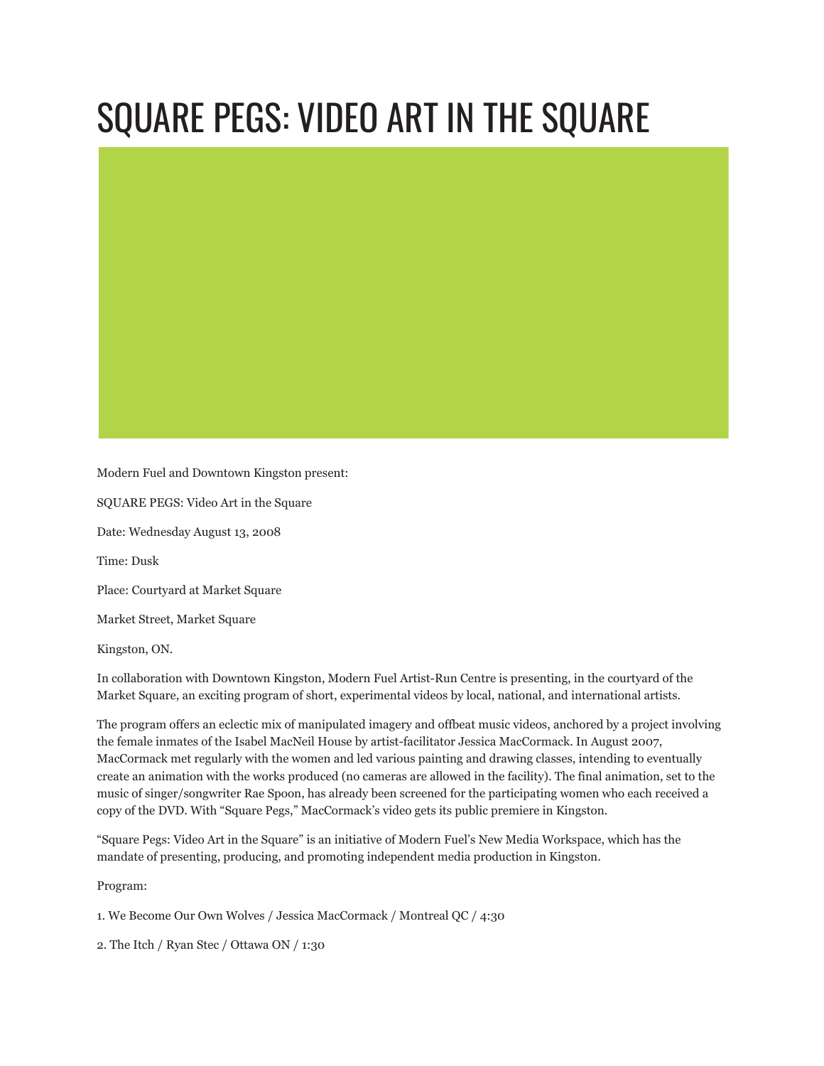# SQUARE PEGS: VIDEO ART IN THE SQUARE

Modern Fuel and Downtown Kingston present:

SQUARE PEGS: Video Art in the Square

Date: Wednesday August 13, 2008

Time: Dusk

Place: Courtyard at Market Square

Market Street, Market Square

Kingston, ON.

In collaboration with Downtown Kingston, Modern Fuel Artist-Run Centre is presenting, in the courtyard of the Market Square, an exciting program of short, experimental videos by local, national, and international artists.

The program offers an eclectic mix of manipulated imagery and offbeat music videos, anchored by a project involving the female inmates of the Isabel MacNeil House by artist-facilitator Jessica MacCormack. In August 2007, MacCormack met regularly with the women and led various painting and drawing classes, intending to eventually create an animation with the works produced (no cameras are allowed in the facility). The final animation, set to the music of singer/songwriter Rae Spoon, has already been screened for the participating women who each received a copy of the DVD. With "Square Pegs," MacCormack's video gets its public premiere in Kingston.

"Square Pegs: Video Art in the Square" is an initiative of Modern Fuel's New Media Workspace, which has the mandate of presenting, producing, and promoting independent media production in Kingston.

Program:

1. We Become Our Own Wolves / Jessica MacCormack / Montreal QC / 4:30

2. The Itch / Ryan Stec / Ottawa ON / 1:30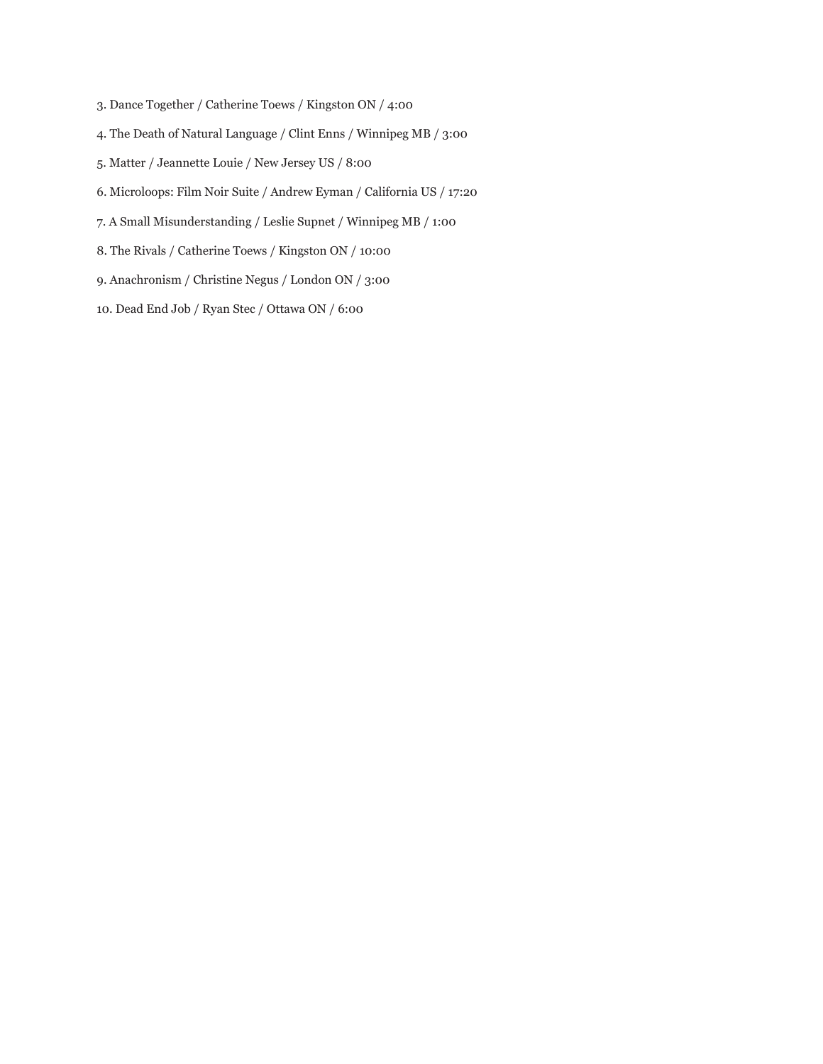3. Dance Together / Catherine Toews / Kingston ON / 4:00
4. The Death of Natural Language / Clint Enns / Winnipeg MB / 3:00
5. Matter / Jeannette Louie / New Jersey US / 8:00
6. Microloops: Film Noir Suite / Andrew Eyman / California US / 17:20
7. A Small Misunderstanding / Leslie Supnet / Winnipeg MB / 1:00
8. The Rivals / Catherine Toews / Kingston ON / 10:00
9. Anachronism / Christine Negus / London ON / 3:00
10. Dead End Job / Ryan Stec / Ottawa ON / 6:00